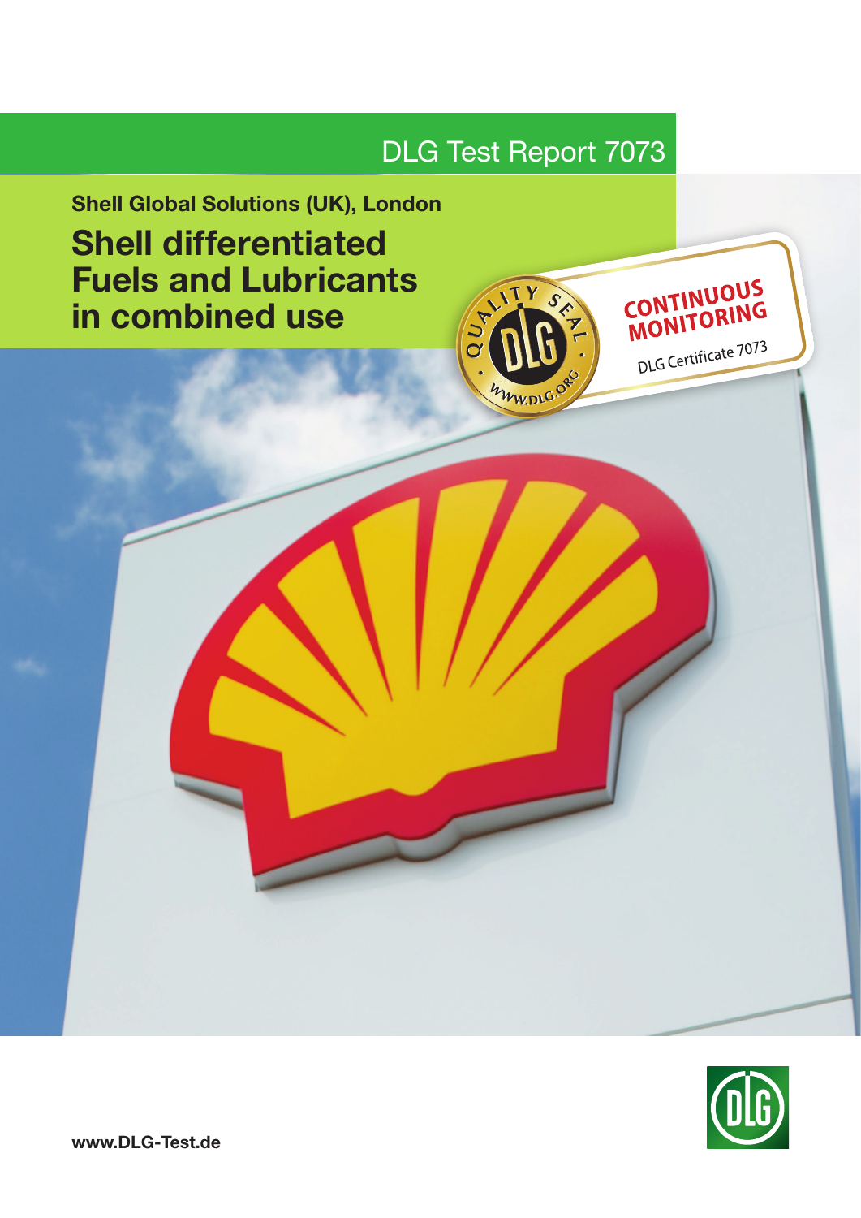DLG Test Report 7073

**Shell Global Solutions (UK), London**

# Shell differentiated Fuels and Lubricants in combined use

QUALITY SEAL · DLG · WWW.DLG.ORG

CONTINUOUS MONITORING

DLG Certificate 7073

**www.DLG-Test.de**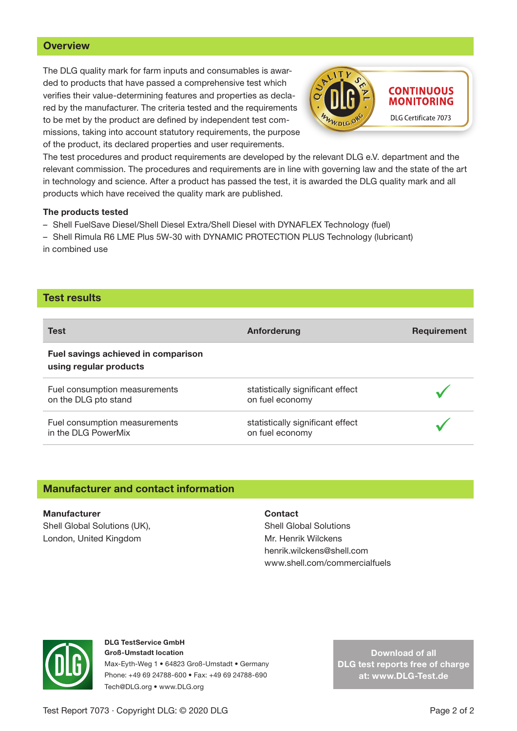## Overview

The DLG quality mark for farm inputs and consumables is awarded to products that have passed a comprehensive test which verifies their value-determining features and properties as declared by the manufacturer. The criteria tested and the requirements to be met by the product are defined by independent test commissions, taking into account statutory requirements, the purpose of the product, its declared properties and user requirements. The test procedures and product requirements are developed by the relevant DLG e.V. department and the relevant commission. The procedures and requirements are in line with governing law and the state of the art in technology and science. After a product has passed the test, it is awarded the DLG quality mark and all products which have received the quality mark are published.

QUALITY SEAL DLG WWW.DLG.ORG
CONTINUOUS MONITORING
DLG Certificate 7073

**The products tested**

– Shell FuelSave Diesel/Shell Diesel Extra/Shell Diesel with DYNAFLEX Technology (fuel)
– Shell Rimula R6 LME Plus 5W-30 with DYNAMIC PROTECTION PLUS Technology (lubricant)

in combined use

## Test results

| Test | Anforderung | Requirement |
|---|---|---|
| **Fuel savings achieved in comparison using regular products** | | |
| Fuel consumption measurements on the DLG pto stand | statistically significant effect on fuel economy | ✓ |
| Fuel consumption measurements in the DLG PowerMix | statistically significant effect on fuel economy | ✓ |

## Manufacturer and contact information

**Manufacturer**
Shell Global Solutions (UK),
London, United Kingdom

**Contact**
Shell Global Solutions
Mr. Henrik Wilckens
henrik.wilckens@shell.com
www.shell.com/commercialfuels

**DLG TestService GmbH**
**Groß-Umstadt location**
Max-Eyth-Weg 1 • 64823 Groß-Umstadt • Germany
Phone: +49 69 24788-600 • Fax: +49 69 24788-690
Tech@DLG.org • www.DLG.org

**Download of all DLG test reports free of charge at: www.DLG-Test.de**

Test Report 7073 · Copyright DLG: © 2020 DLG